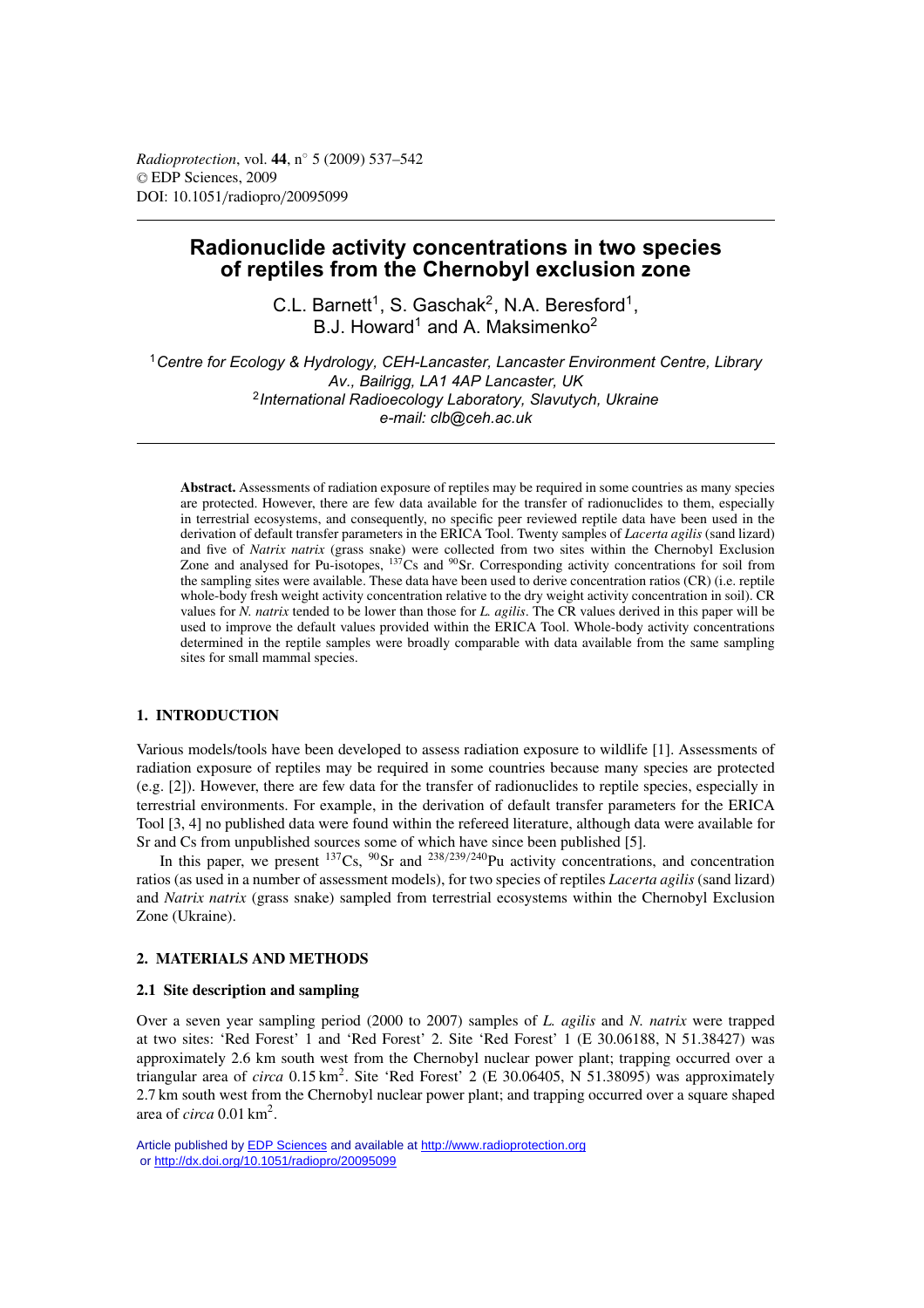# Radionuclide activity concentrations in two species of reptiles from the Chernobyl exclusion zone

C.L. Barnett[1], S. Gaschak[2], N.A. Beresford[1], B.J. Howard[1] and A. Maksimenko[2]

[1] *Centre for Ecology & Hydrology, CEH-Lancaster, Lancaster Environment Centre, Library Av., Bailrigg, LA1 4AP Lancaster, UK*
[2] *International Radioecology Laboratory, Slavutych, Ukraine*
*e-mail: clb@ceh.ac.uk*

**Abstract.** Assessments of radiation exposure of reptiles may be required in some countries as many species are protected. However, there are few data available for the transfer of radionuclides to them, especially in terrestrial ecosystems, and consequently, no specific peer reviewed reptile data have been used in the derivation of default transfer parameters in the ERICA Tool. Twenty samples of *Lacerta agilis* (sand lizard) and five of *Natrix natrix* (grass snake) were collected from two sites within the Chernobyl Exclusion Zone and analysed for Pu-isotopes, $^{137}$Cs and $^{90}$Sr. Corresponding activity concentrations for soil from the sampling sites were available. These data have been used to derive concentration ratios (CR) (i.e. reptile whole-body fresh weight activity concentration relative to the dry weight activity concentration in soil). CR values for *N. natrix* tended to be lower than those for *L. agilis*. The CR values derived in this paper will be used to improve the default values provided within the ERICA Tool. Whole-body activity concentrations determined in the reptile samples were broadly comparable with data available from the same sampling sites for small mammal species.

## 1. INTRODUCTION

Various models/tools have been developed to assess radiation exposure to wildlife [1]. Assessments of radiation exposure of reptiles may be required in some countries because many species are protected (e.g. [2]). However, there are few data for the transfer of radionuclides to reptile species, especially in terrestrial environments. For example, in the derivation of default transfer parameters for the ERICA Tool [3, 4] no published data were found within the refereed literature, although data were available for Sr and Cs from unpublished sources some of which have since been published [5].

In this paper, we present $^{137}$Cs, $^{90}$Sr and $^{238/239/240}$Pu activity concentrations, and concentration ratios (as used in a number of assessment models), for two species of reptiles *Lacerta agilis* (sand lizard) and *Natrix natrix* (grass snake) sampled from terrestrial ecosystems within the Chernobyl Exclusion Zone (Ukraine).

## 2. MATERIALS AND METHODS

### 2.1 Site description and sampling

Over a seven year sampling period (2000 to 2007) samples of *L. agilis* and *N. natrix* were trapped at two sites: 'Red Forest' 1 and 'Red Forest' 2. Site 'Red Forest' 1 (E 30.06188, N 51.38427) was approximately 2.6 km south west from the Chernobyl nuclear power plant; trapping occurred over a triangular area of *circa* 0.15 km$^2$. Site 'Red Forest' 2 (E 30.06405, N 51.38095) was approximately 2.7 km south west from the Chernobyl nuclear power plant; and trapping occurred over a square shaped area of *circa* 0.01 km$^2$.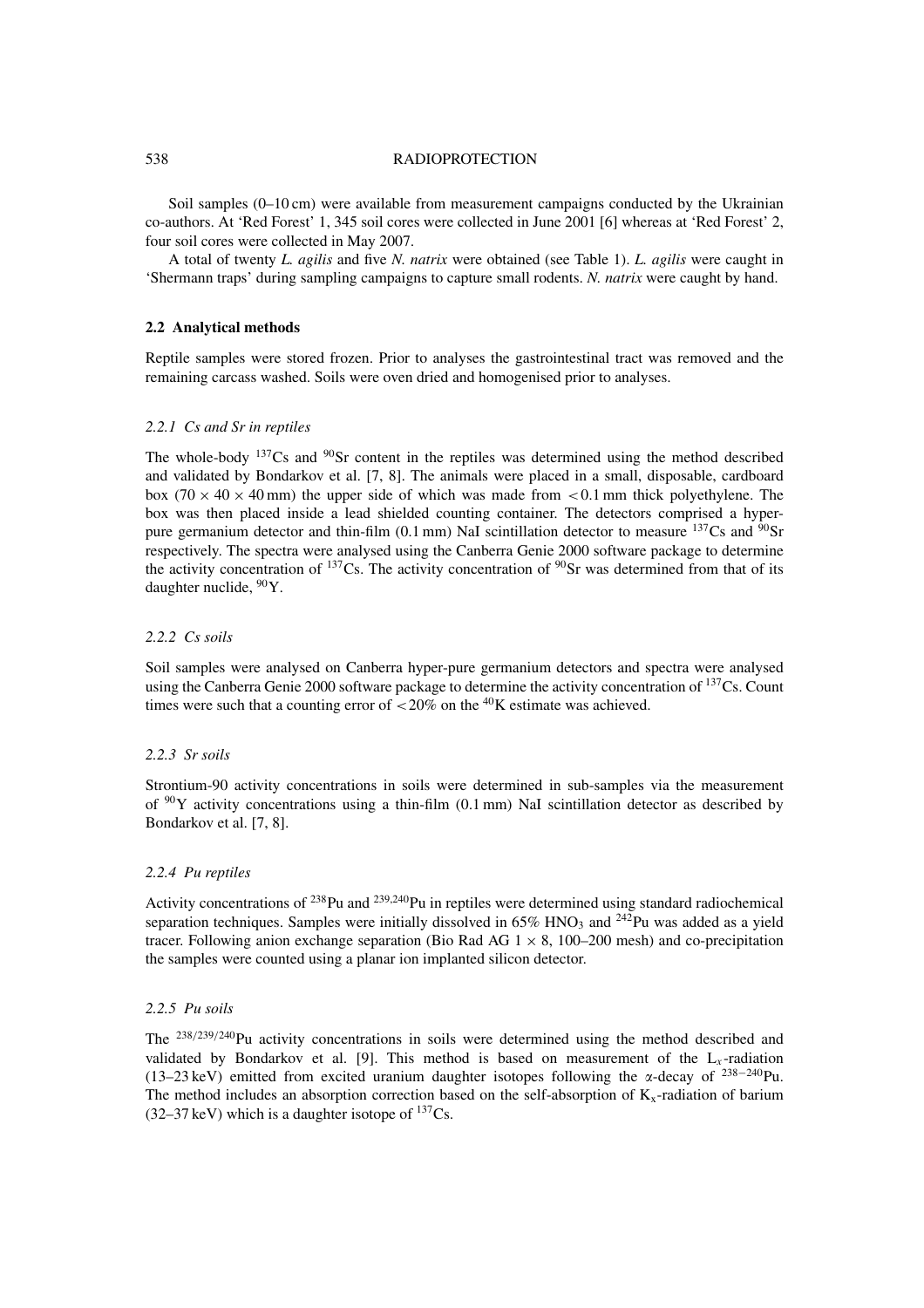Soil samples (0–10 cm) were available from measurement campaigns conducted by the Ukrainian co-authors. At 'Red Forest' 1, 345 soil cores were collected in June 2001 [6] whereas at 'Red Forest' 2, four soil cores were collected in May 2007.

A total of twenty *L. agilis* and five *N. natrix* were obtained (see Table 1). *L. agilis* were caught in 'Shermann traps' during sampling campaigns to capture small rodents. *N. natrix* were caught by hand.

### 2.2 Analytical methods

Reptile samples were stored frozen. Prior to analyses the gastrointestinal tract was removed and the remaining carcass washed. Soils were oven dried and homogenised prior to analyses.

#### *2.2.1 Cs and Sr in reptiles*

The whole-body $^{137}$Cs and $^{90}$Sr content in the reptiles was determined using the method described and validated by Bondarkov et al. [7, 8]. The animals were placed in a small, disposable, cardboard box ($70 \times 40 \times 40$ mm) the upper side of which was made from $<0.1$ mm thick polyethylene. The box was then placed inside a lead shielded counting container. The detectors comprised a hyper-pure germanium detector and thin-film (0.1 mm) NaI scintillation detector to measure $^{137}$Cs and $^{90}$Sr respectively. The spectra were analysed using the Canberra Genie 2000 software package to determine the activity concentration of $^{137}$Cs. The activity concentration of $^{90}$Sr was determined from that of its daughter nuclide, $^{90}$Y.

#### *2.2.2 Cs soils*

Soil samples were analysed on Canberra hyper-pure germanium detectors and spectra were analysed using the Canberra Genie 2000 software package to determine the activity concentration of $^{137}$Cs. Count times were such that a counting error of $<20\%$ on the $^{40}$K estimate was achieved.

#### *2.2.3 Sr soils*

Strontium-90 activity concentrations in soils were determined in sub-samples via the measurement of $^{90}$Y activity concentrations using a thin-film (0.1 mm) NaI scintillation detector as described by Bondarkov et al. [7, 8].

#### *2.2.4 Pu reptiles*

Activity concentrations of $^{238}$Pu and $^{239,240}$Pu in reptiles were determined using standard radiochemical separation techniques. Samples were initially dissolved in 65% $HNO_3$ and $^{242}$Pu was added as a yield tracer. Following anion exchange separation (Bio Rad AG $1 \times 8$, 100–200 mesh) and co-precipitation the samples were counted using a planar ion implanted silicon detector.

#### *2.2.5 Pu soils*

The $^{238/239/240}$Pu activity concentrations in soils were determined using the method described and validated by Bondarkov et al. [9]. This method is based on measurement of the $L_x$-radiation (13–23 keV) emitted from excited uranium daughter isotopes following the α-decay of $^{238-240}$Pu. The method includes an absorption correction based on the self-absorption of $K_x$-radiation of barium (32–37 keV) which is a daughter isotope of $^{137}$Cs.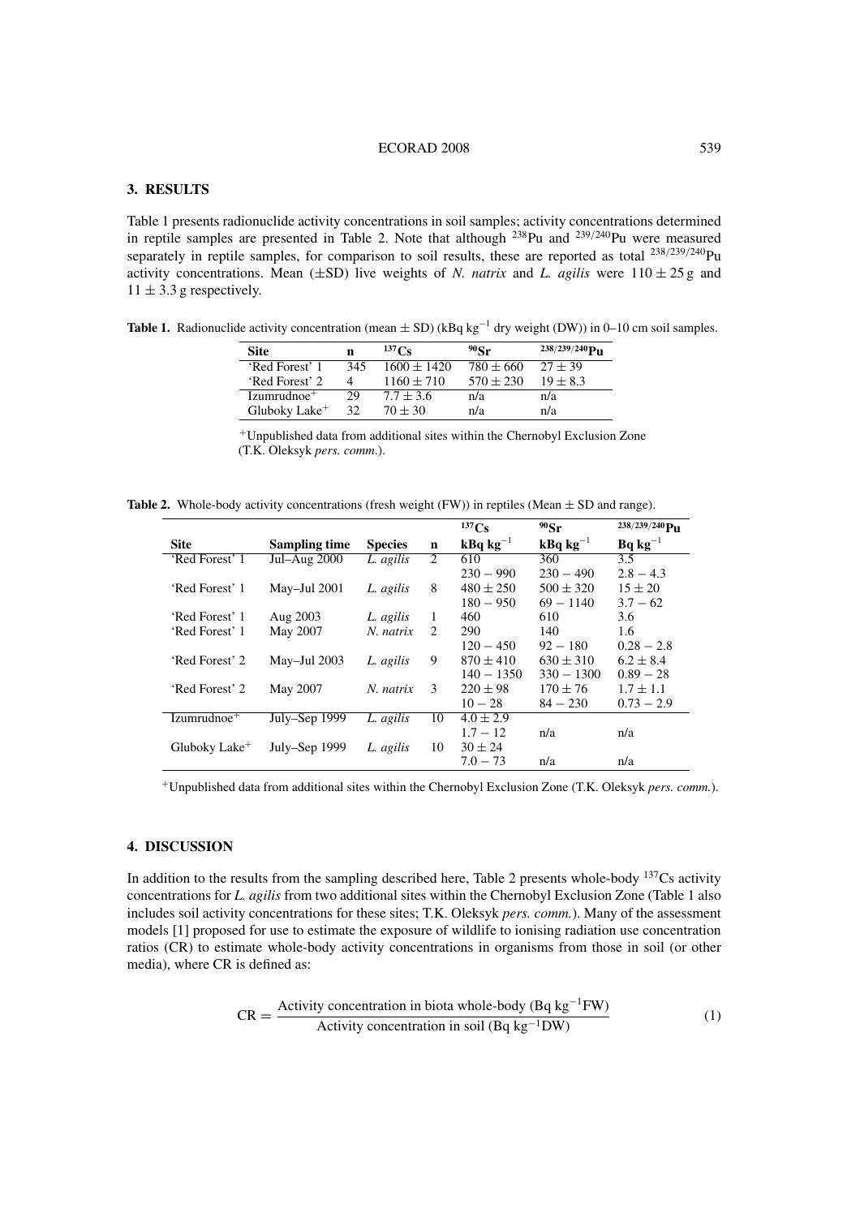## 3. RESULTS

Table 1 presents radionuclide activity concentrations in soil samples; activity concentrations determined in reptile samples are presented in Table 2. Note that although $^{238}$Pu and $^{239/240}$Pu were measured separately in reptile samples, for comparison to soil results, these are reported as total $^{238/239/240}$Pu activity concentrations. Mean ($\pm$SD) live weights of *N. natrix* and *L. agilis* were $110 \pm 25$ g and $11 \pm 3.3$ g respectively.

**Table 1.** Radionuclide activity concentration (mean $\pm$ SD) (kBq kg$^{-1}$ dry weight (DW)) in 0–10 cm soil samples.

| Site | n | $^{137}$Cs | $^{90}$Sr | $^{238/239/240}$Pu |
|---|---|---|---|---|
| 'Red Forest' 1 | 345 | $1600 \pm 1420$ | $780 \pm 660$ | $27 \pm 39$ |
| 'Red Forest' 2 | 4 | $1160 \pm 710$ | $570 \pm 230$ | $19 \pm 8.3$ |
| Izumrudnoe$^{+}$ | 29 | $7.7 \pm 3.6$ | n/a | n/a |
| Gluboky Lake$^{+}$ | 32 | $70 \pm 30$ | n/a | n/a |

$^{+}$Unpublished data from additional sites within the Chernobyl Exclusion Zone (T.K. Oleksyk *pers. comm.*).

**Table 2.** Whole-body activity concentrations (fresh weight (FW)) in reptiles (Mean $\pm$ SD and range).

| Site | Sampling time | Species | n | $^{137}$Cs kBq kg$^{-1}$ | $^{90}$Sr kBq kg$^{-1}$ | $^{238/239/240}$Pu Bq kg$^{-1}$ |
|---|---|---|---|---|---|---|
| 'Red Forest' 1 | Jul–Aug 2000 | *L. agilis* | 2 | 610 | 360 | 3.5 |
| | | | | $230 - 990$ | $230 - 490$ | $2.8 - 4.3$ |
| 'Red Forest' 1 | May–Jul 2001 | *L. agilis* | 8 | $480 \pm 250$ | $500 \pm 320$ | $15 \pm 20$ |
| | | | | $180 - 950$ | $69 - 1140$ | $3.7 - 62$ |
| 'Red Forest' 1 | Aug 2003 | *L. agilis* | 1 | 460 | 610 | 3.6 |
| 'Red Forest' 1 | May 2007 | *N. natrix* | 2 | 290 | 140 | 1.6 |
| | | | | $120 - 450$ | $92 - 180$ | $0.28 - 2.8$ |
| 'Red Forest' 2 | May–Jul 2003 | *L. agilis* | 9 | $870 \pm 410$ | $630 \pm 310$ | $6.2 \pm 8.4$ |
| | | | | $140 - 1350$ | $330 - 1300$ | $0.89 - 28$ |
| 'Red Forest' 2 | May 2007 | *N. natrix* | 3 | $220 \pm 98$ | $170 \pm 76$ | $1.7 \pm 1.1$ |
| | | | | $10 - 28$ | $84 - 230$ | $0.73 - 2.9$ |
| Izumrudnoe$^{+}$ | July–Sep 1999 | *L. agilis* | 10 | $4.0 \pm 2.9$ | | |
| | | | | $1.7 - 12$ | n/a | n/a |
| Gluboky Lake$^{+}$ | July–Sep 1999 | *L. agilis* | 10 | $30 \pm 24$ | | |
| | | | | $7.0 - 73$ | n/a | n/a |

$^{+}$Unpublished data from additional sites within the Chernobyl Exclusion Zone (T.K. Oleksyk *pers. comm.*).

## 4. DISCUSSION

In addition to the results from the sampling described here, Table 2 presents whole-body $^{137}$Cs activity concentrations for *L. agilis* from two additional sites within the Chernobyl Exclusion Zone (Table 1 also includes soil activity concentrations for these sites; T.K. Oleksyk *pers. comm.*). Many of the assessment models [1] proposed for use to estimate the exposure of wildlife to ionising radiation use concentration ratios (CR) to estimate whole-body activity concentrations in organisms from those in soil (or other media), where CR is defined as:

$$\mathrm{CR} = \frac{\text{Activity concentration in biota whole-body (Bq kg}^{-1}\text{FW)}}{\text{Activity concentration in soil (Bq kg}^{-1}\text{DW)}} \qquad (1)$$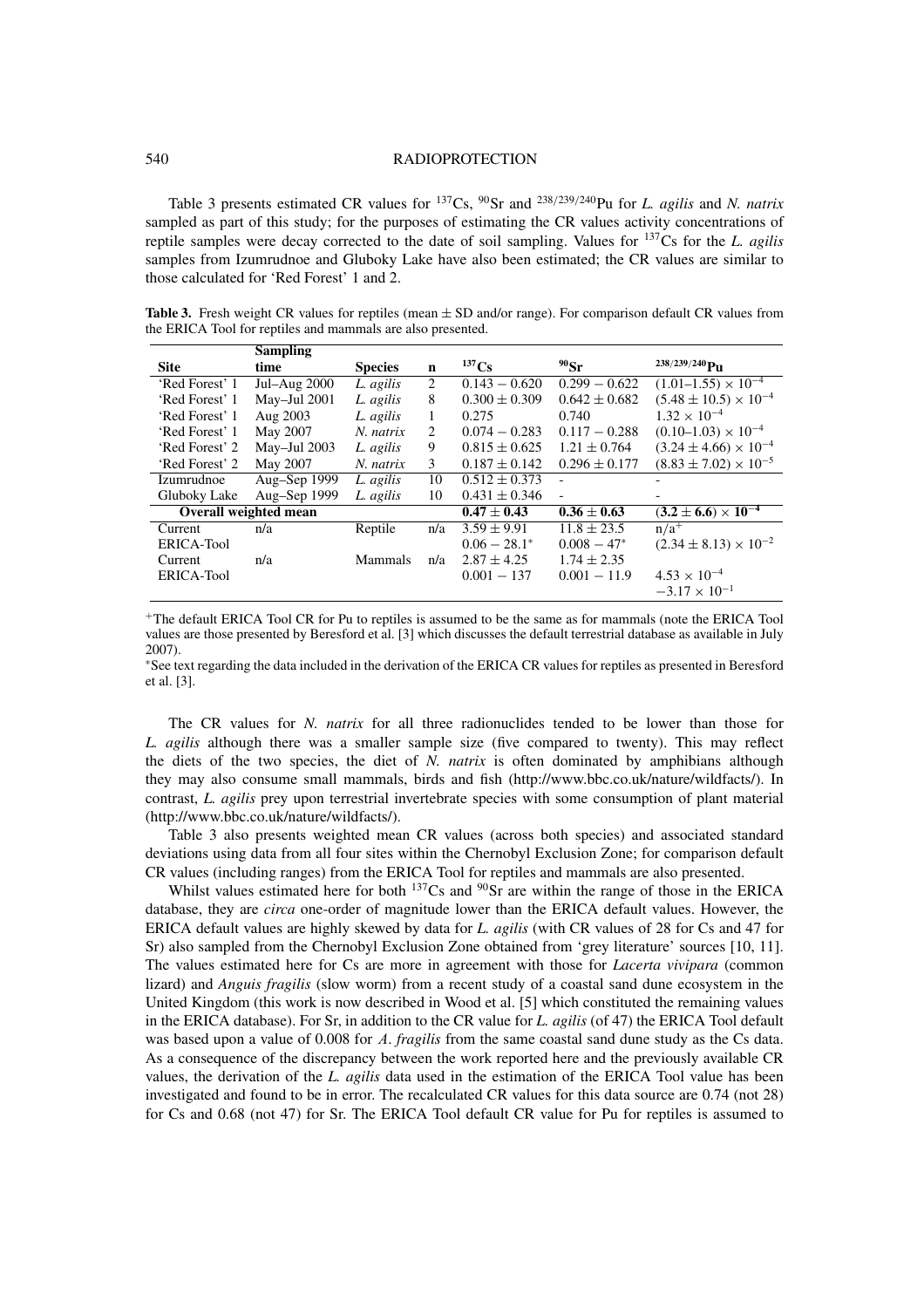Table 3 presents estimated CR values for $^{137}$Cs, $^{90}$Sr and $^{238/239/240}$Pu for *L. agilis* and *N. natrix* sampled as part of this study; for the purposes of estimating the CR values activity concentrations of reptile samples were decay corrected to the date of soil sampling. Values for $^{137}$Cs for the *L. agilis* samples from Izumrudnoe and Gluboky Lake have also been estimated; the CR values are similar to those calculated for 'Red Forest' 1 and 2.

**Table 3.** Fresh weight CR values for reptiles (mean ± SD and/or range). For comparison default CR values from the ERICA Tool for reptiles and mammals are also presented.

| Site | Sampling time | Species | n | $^{137}$Cs | $^{90}$Sr | $^{238/239/240}$Pu |
|---|---|---|---|---|---|---|
| 'Red Forest' 1 | Jul–Aug 2000 | *L. agilis* | 2 | 0.143 − 0.620 | 0.299 − 0.622 | $(1.01–1.55) \times 10^{-4}$ |
| 'Red Forest' 1 | May–Jul 2001 | *L. agilis* | 8 | 0.300 ± 0.309 | 0.642 ± 0.682 | $(5.48 \pm 10.5) \times 10^{-4}$ |
| 'Red Forest' 1 | Aug 2003 | *L. agilis* | 1 | 0.275 | 0.740 | $1.32 \times 10^{-4}$ |
| 'Red Forest' 1 | May 2007 | *N. natrix* | 2 | 0.074 − 0.283 | 0.117 − 0.288 | $(0.10–1.03) \times 10^{-4}$ |
| 'Red Forest' 2 | May–Jul 2003 | *L. agilis* | 9 | 0.815 ± 0.625 | 1.21 ± 0.764 | $(3.24 \pm 4.66) \times 10^{-4}$ |
| 'Red Forest' 2 | May 2007 | *N. natrix* | 3 | 0.187 ± 0.142 | 0.296 ± 0.177 | $(8.83 \pm 7.02) \times 10^{-5}$ |
| Izumrudnoe | Aug–Sep 1999 | *L. agilis* | 10 | 0.512 ± 0.373 | - | - |
| Gluboky Lake | Aug–Sep 1999 | *L. agilis* | 10 | 0.431 ± 0.346 | - | - |
| **Overall weighted mean** | | | | **0.47 ± 0.43** | **0.36 ± 0.63** | $\mathbf{(3.2 \pm 6.6) \times 10^{-4}}$ |
| Current ERICA-Tool | n/a | Reptile | n/a | 3.59 ± 9.91<br>0.06 − 28.1* | 11.8 ± 23.5<br>0.008 − 47* | n/a⁺<br>$(2.34 \pm 8.13) \times 10^{-2}$ |
| Current ERICA-Tool | n/a | Mammals | n/a | 2.87 ± 4.25<br>0.001 − 137 | 1.74 ± 2.35<br>0.001 − 11.9 | $4.53 \times 10^{-4}$<br>$-3.17 \times 10^{-1}$ |

⁺The default ERICA Tool CR for Pu to reptiles is assumed to be the same as for mammals (note the ERICA Tool values are those presented by Beresford et al. [3] which discusses the default terrestrial database as available in July 2007).

*See text regarding the data included in the derivation of the ERICA CR values for reptiles as presented in Beresford et al. [3].

The CR values for *N. natrix* for all three radionuclides tended to be lower than those for *L. agilis* although there was a smaller sample size (five compared to twenty). This may reflect the diets of the two species, the diet of *N. natrix* is often dominated by amphibians although they may also consume small mammals, birds and fish (http://www.bbc.co.uk/nature/wildfacts/). In contrast, *L. agilis* prey upon terrestrial invertebrate species with some consumption of plant material (http://www.bbc.co.uk/nature/wildfacts/).

Table 3 also presents weighted mean CR values (across both species) and associated standard deviations using data from all four sites within the Chernobyl Exclusion Zone; for comparison default CR values (including ranges) from the ERICA Tool for reptiles and mammals are also presented.

Whilst values estimated here for both $^{137}$Cs and $^{90}$Sr are within the range of those in the ERICA database, they are *circa* one-order of magnitude lower than the ERICA default values. However, the ERICA default values are highly skewed by data for *L. agilis* (with CR values of 28 for Cs and 47 for Sr) also sampled from the Chernobyl Exclusion Zone obtained from 'grey literature' sources [10, 11]. The values estimated here for Cs are more in agreement with those for *Lacerta vivipara* (common lizard) and *Anguis fragilis* (slow worm) from a recent study of a coastal sand dune ecosystem in the United Kingdom (this work is now described in Wood et al. [5] which constituted the remaining values in the ERICA database). For Sr, in addition to the CR value for *L. agilis* (of 47) the ERICA Tool default was based upon a value of 0.008 for *A. fragilis* from the same coastal sand dune study as the Cs data. As a consequence of the discrepancy between the work reported here and the previously available CR values, the derivation of the *L. agilis* data used in the estimation of the ERICA Tool value has been investigated and found to be in error. The recalculated CR values for this data source are 0.74 (not 28) for Cs and 0.68 (not 47) for Sr. The ERICA Tool default CR value for Pu for reptiles is assumed to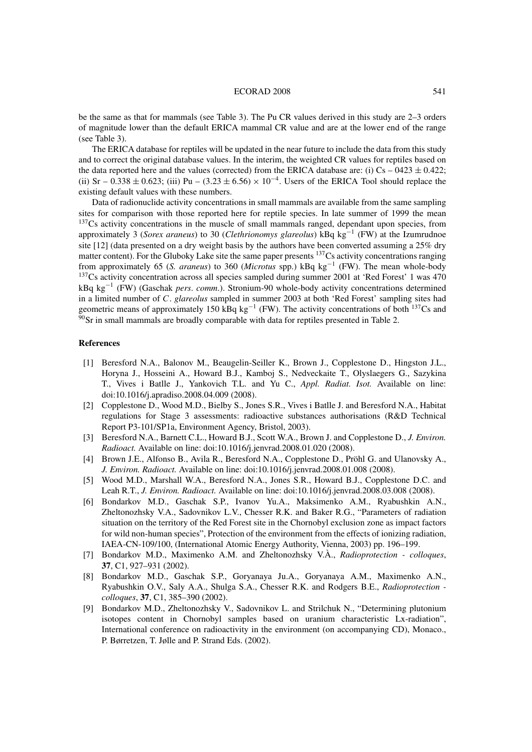be the same as that for mammals (see Table 3). The Pu CR values derived in this study are 2–3 orders of magnitude lower than the default ERICA mammal CR value and are at the lower end of the range (see Table 3).

The ERICA database for reptiles will be updated in the near future to include the data from this study and to correct the original database values. In the interim, the weighted CR values for reptiles based on the data reported here and the values (corrected) from the ERICA database are: (i) Cs – $0423 \pm 0.422$; (ii) Sr – $0.338 \pm 0.623$; (iii) Pu – $(3.23 \pm 6.56) \times 10^{-4}$. Users of the ERICA Tool should replace the existing default values with these numbers.

Data of radionuclide activity concentrations in small mammals are available from the same sampling sites for comparison with those reported here for reptile species. In late summer of 1999 the mean $^{137}Cs$ activity concentrations in the muscle of small mammals ranged, dependant upon species, from approximately 3 (*Sorex araneus*) to 30 (*Clethrionomys glareolus*) kBq $kg^{-1}$ (FW) at the Izumrudnoe site [12] (data presented on a dry weight basis by the authors have been converted assuming a 25% dry matter content). For the Gluboky Lake site the same paper presents $^{137}Cs$ activity concentrations ranging from approximately 65 (*S. araneus*) to 360 (*Microtus* spp.) kBq $kg^{-1}$ (FW). The mean whole-body $^{137}Cs$ activity concentration across all species sampled during summer 2001 at 'Red Forest' 1 was 470 kBq $kg^{-1}$ (FW) (Gaschak *pers. comm.*). Stronium-90 whole-body activity concentrations determined in a limited number of *C. glareolus* sampled in summer 2003 at both 'Red Forest' sampling sites had geometric means of approximately 150 kBq $kg^{-1}$ (FW). The activity concentrations of both $^{137}Cs$ and $^{90}Sr$ in small mammals are broadly comparable with data for reptiles presented in Table 2.

## References

[1] Beresford N.A., Balonov M., Beaugelin-Seiller K., Brown J., Copplestone D., Hingston J.L., Horyna J., Hosseini A., Howard B.J., Kamboj S., Nedveckaite T., Olyslaegers G., Sazykina T., Vives i Batlle J., Yankovich T.L. and Yu C., *Appl. Radiat. Isot.* Available on line: doi:10.1016/j.apradiso.2008.04.009 (2008).

[2] Copplestone D., Wood M.D., Bielby S., Jones S.R., Vives i Batlle J. and Beresford N.A., Habitat regulations for Stage 3 assessments: radioactive substances authorisations (R&D Technical Report P3-101/SP1a, Environment Agency, Bristol, 2003).

[3] Beresford N.A., Barnett C.L., Howard B.J., Scott W.A., Brown J. and Copplestone D., *J. Environ. Radioact.* Available on line: doi:10.1016/j.jenvrad.2008.01.020 (2008).

[4] Brown J.E., Alfonso B., Avila R., Beresford N.A., Copplestone D., Pröhl G. and Ulanovsky A., *J. Environ. Radioact.* Available on line: doi:10.1016/j.jenvrad.2008.01.008 (2008).

[5] Wood M.D., Marshall W.A., Beresford N.A., Jones S.R., Howard B.J., Copplestone D.C. and Leah R.T., *J. Environ. Radioact.* Available on line: doi:10.1016/j.jenvrad.2008.03.008 (2008).

[6] Bondarkov M.D., Gaschak S.P., Ivanov Yu.A., Maksimenko A.M., Ryabushkin A.N., Zheltonozhsky V.A., Sadovnikov L.V., Chesser R.K. and Baker R.G., "Parameters of radiation situation on the territory of the Red Forest site in the Chornobyl exclusion zone as impact factors for wild non-human species", Protection of the environment from the effects of ionizing radiation, IAEA-CN-109/100, (International Atomic Energy Authority, Vienna, 2003) pp. 196–199.

[7] Bondarkov M.D., Maximenko A.M. and Zheltonozhsky V.À., *Radioprotection - colloques*, **37**, C1, 927–931 (2002).

[8] Bondarkov M.D., Gaschak S.P., Goryanaya Ju.A., Goryanaya A.M., Maximenko A.N., Ryabushkin O.V., Saly A.A., Shulga S.A., Chesser R.K. and Rodgers B.E., *Radioprotection - colloques*, **37**, C1, 385–390 (2002).

[9] Bondarkov M.D., Zheltonozhsky V., Sadovnikov L. and Strilchuk N., "Determining plutonium isotopes content in Chornobyl samples based on uranium characteristic Lx-radiation", International conference on radioactivity in the environment (on accompanying CD), Monaco., P. Børretzen, T. Jølle and P. Strand Eds. (2002).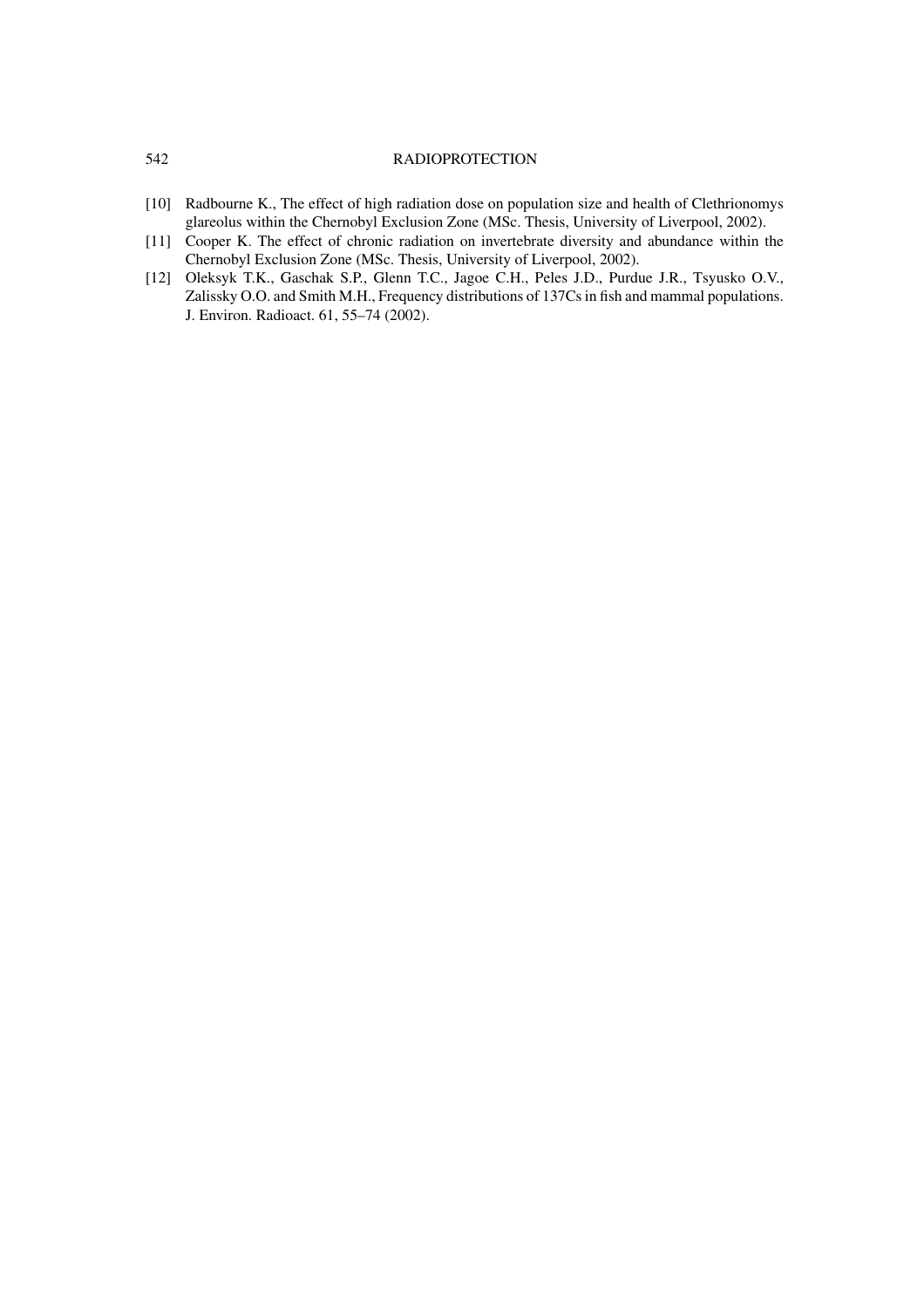[10] Radbourne K., The effect of high radiation dose on population size and health of Clethrionomys glareolus within the Chernobyl Exclusion Zone (MSc. Thesis, University of Liverpool, 2002).

[11] Cooper K. The effect of chronic radiation on invertebrate diversity and abundance within the Chernobyl Exclusion Zone (MSc. Thesis, University of Liverpool, 2002).

[12] Oleksyk T.K., Gaschak S.P., Glenn T.C., Jagoe C.H., Peles J.D., Purdue J.R., Tsyusko O.V., Zalissky O.O. and Smith M.H., Frequency distributions of 137Cs in fish and mammal populations. J. Environ. Radioact. 61, 55–74 (2002).